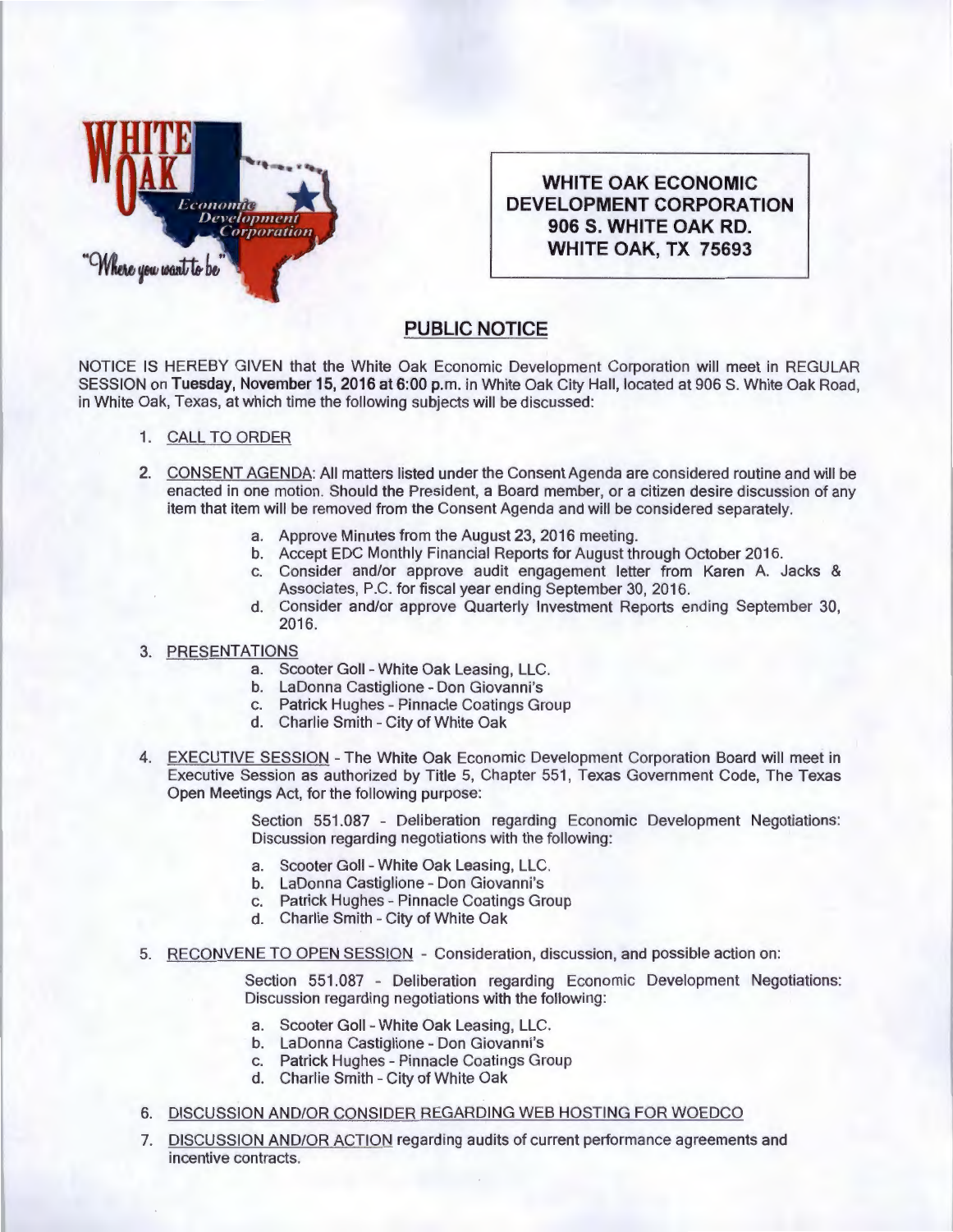**WHITE OAK ECONOMIC DEVELOPMENT CORPORATION**
**906 S. WHITE OAK RD.**
**WHITE OAK, TX 75693**

## PUBLIC NOTICE

NOTICE IS HEREBY GIVEN that the White Oak Economic Development Corporation will meet in REGULAR SESSION on **Tuesday, November 15, 2016 at 6:00 p.m.** in White Oak City Hall, located at 906 S. White Oak Road, in White Oak, Texas, at which time the following subjects will be discussed:

1. CALL TO ORDER

2. CONSENT AGENDA: All matters listed under the Consent Agenda are considered routine and will be enacted in one motion. Should the President, a Board member, or a citizen desire discussion of any item that item will be removed from the Consent Agenda and will be considered separately.
   a. Approve Minutes from the August 23, 2016 meeting.
   b. Accept EDC Monthly Financial Reports for August through October 2016.
   c. Consider and/or approve audit engagement letter from Karen A. Jacks & Associates, P.C. for fiscal year ending September 30, 2016.
   d. Consider and/or approve Quarterly Investment Reports ending September 30, 2016.

3. PRESENTATIONS
   a. Scooter Goll - White Oak Leasing, LLC.
   b. LaDonna Castiglione - Don Giovanni's
   c. Patrick Hughes - Pinnacle Coatings Group
   d. Charlie Smith - City of White Oak

4. EXECUTIVE SESSION - The White Oak Economic Development Corporation Board will meet in Executive Session as authorized by Title 5, Chapter 551, Texas Government Code, The Texas Open Meetings Act, for the following purpose:

   Section 551.087 - Deliberation regarding Economic Development Negotiations: Discussion regarding negotiations with the following:

   a. Scooter Goll - White Oak Leasing, LLC.
   b. LaDonna Castiglione - Don Giovanni's
   c. Patrick Hughes - Pinnacle Coatings Group
   d. Charlie Smith - City of White Oak

5. RECONVENE TO OPEN SESSION - Consideration, discussion, and possible action on:

   Section 551.087 - Deliberation regarding Economic Development Negotiations: Discussion regarding negotiations with the following:

   a. Scooter Goll - White Oak Leasing, LLC.
   b. LaDonna Castiglione - Don Giovanni's
   c. Patrick Hughes - Pinnacle Coatings Group
   d. Charlie Smith - City of White Oak

6. DISCUSSION AND/OR CONSIDER REGARDING WEB HOSTING FOR WOEDCO

7. DISCUSSION AND/OR ACTION regarding audits of current performance agreements and incentive contracts.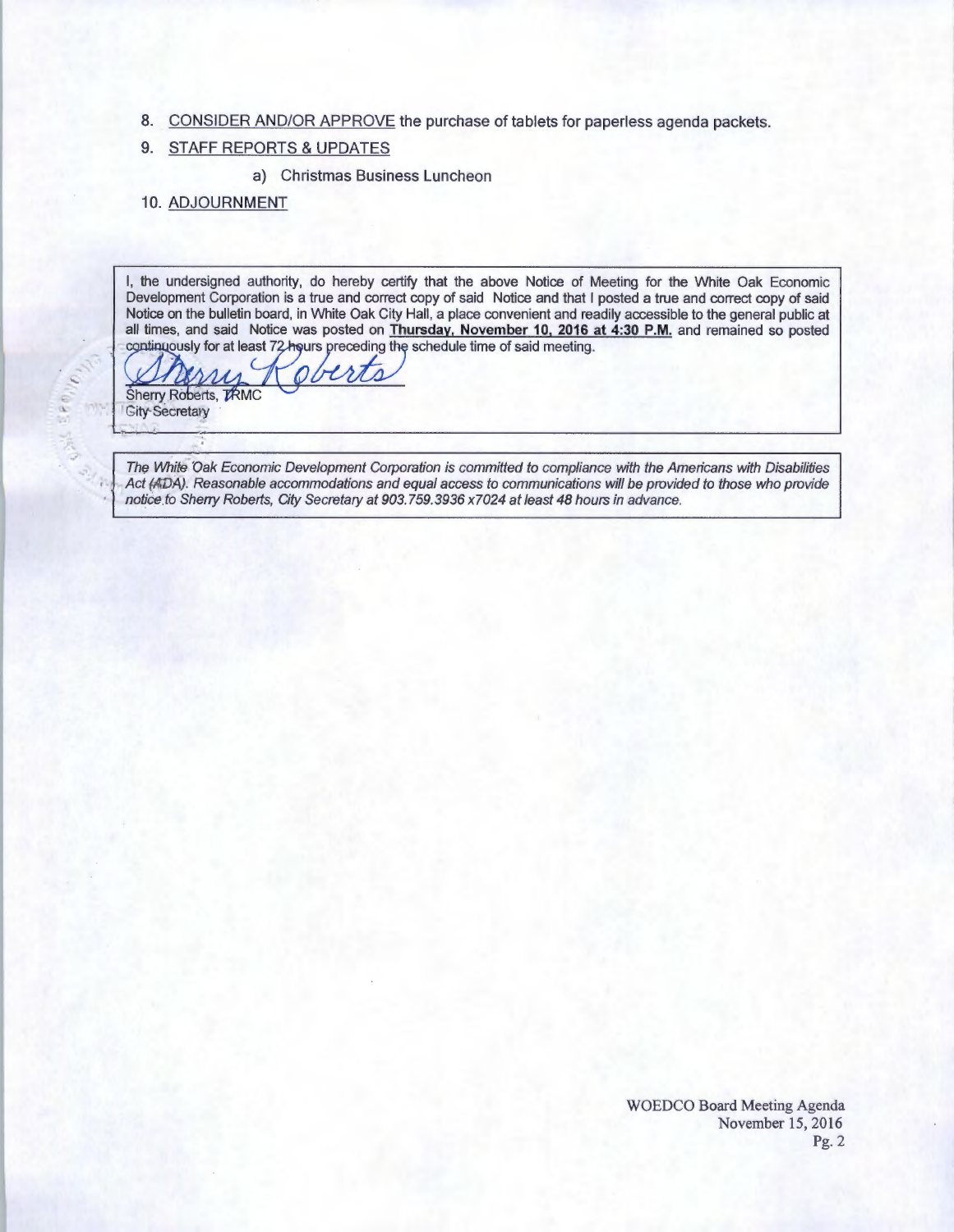8. CONSIDER AND/OR APPROVE the purchase of tablets for paperless agenda packets.
9. STAFF REPORTS & UPDATES
    a) Christmas Business Luncheon
10. ADJOURNMENT

I, the undersigned authority, do hereby certify that the above Notice of Meeting for the White Oak Economic Development Corporation is a true and correct copy of said Notice and that I posted a true and correct copy of said Notice on the bulletin board, in White Oak City Hall, a place convenient and readily accessible to the general public at all times, and said Notice was posted on **Thursday, November 10, 2016 at 4:30 P.M.** and remained so posted continuously for at least 72 hours preceding the schedule time of said meeting.

Sherry Roberts

Sherry Roberts, TRMC
City Secretary

*The White Oak Economic Development Corporation is committed to compliance with the Americans with Disabilities Act (ADA). Reasonable accommodations and equal access to communications will be provided to those who provide notice to Sherry Roberts, City Secretary at 903.759.3936 x7024 at least 48 hours in advance.*